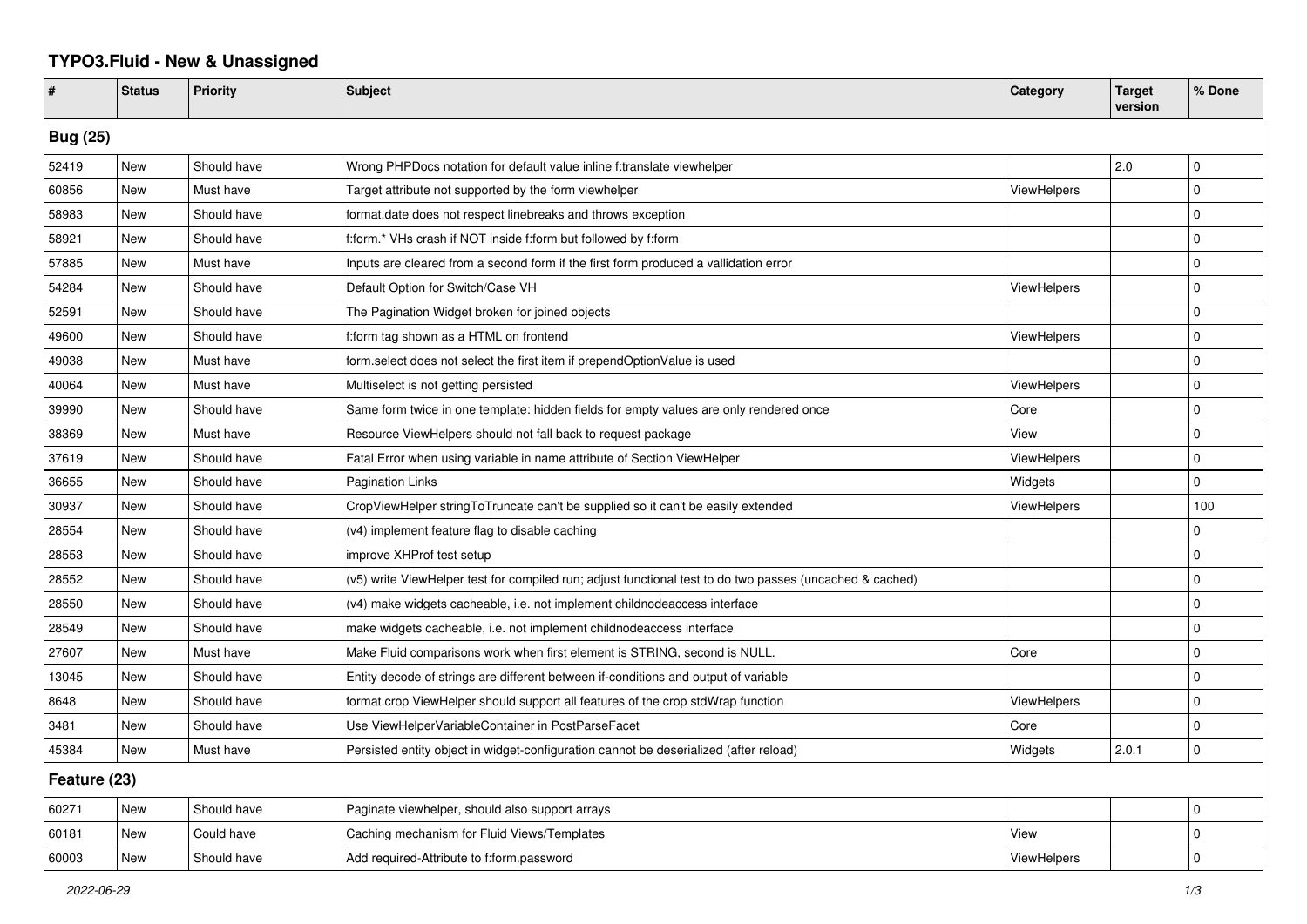# TYPO3.Fluid - New & Unassigned

| # | Status | Priority | Subject | Category | Target version | % Done |
|---|---|---|---|---|---|---|
| **Bug (25)** | | | | | | |
| 52419 | New | Should have | Wrong PHPDocs notation for default value inline f:translate viewhelper | | 2.0 | 0 |
| 60856 | New | Must have | Target attribute not supported by the form viewhelper | ViewHelpers | | 0 |
| 58983 | New | Should have | format.date does not respect linebreaks and throws exception | | | 0 |
| 58921 | New | Should have | f:form.* VHs crash if NOT inside f:form but followed by f:form | | | 0 |
| 57885 | New | Must have | Inputs are cleared from a second form if the first form produced a vallidation error | | | 0 |
| 54284 | New | Should have | Default Option for Switch/Case VH | ViewHelpers | | 0 |
| 52591 | New | Should have | The Pagination Widget broken for joined objects | | | 0 |
| 49600 | New | Should have | f:form tag shown as a HTML on frontend | ViewHelpers | | 0 |
| 49038 | New | Must have | form.select does not select the first item if prependOptionValue is used | | | 0 |
| 40064 | New | Must have | Multiselect is not getting persisted | ViewHelpers | | 0 |
| 39990 | New | Should have | Same form twice in one template: hidden fields for empty values are only rendered once | Core | | 0 |
| 38369 | New | Must have | Resource ViewHelpers should not fall back to request package | View | | 0 |
| 37619 | New | Should have | Fatal Error when using variable in name attribute of Section ViewHelper | ViewHelpers | | 0 |
| 36655 | New | Should have | Pagination Links | Widgets | | 0 |
| 30937 | New | Should have | CropViewHelper stringToTruncate can't be supplied so it can't be easily extended | ViewHelpers | | 100 |
| 28554 | New | Should have | (v4) implement feature flag to disable caching | | | 0 |
| 28553 | New | Should have | improve XHProf test setup | | | 0 |
| 28552 | New | Should have | (v5) write ViewHelper test for compiled run; adjust functional test to do two passes (uncached & cached) | | | 0 |
| 28550 | New | Should have | (v4) make widgets cacheable, i.e. not implement childnodeaccess interface | | | 0 |
| 28549 | New | Should have | make widgets cacheable, i.e. not implement childnodeaccess interface | | | 0 |
| 27607 | New | Must have | Make Fluid comparisons work when first element is STRING, second is NULL. | Core | | 0 |
| 13045 | New | Should have | Entity decode of strings are different between if-conditions and output of variable | | | 0 |
| 8648 | New | Should have | format.crop ViewHelper should support all features of the crop stdWrap function | ViewHelpers | | 0 |
| 3481 | New | Should have | Use ViewHelperVariableContainer in PostParseFacet | Core | | 0 |
| 45384 | New | Must have | Persisted entity object in widget-configuration cannot be deserialized (after reload) | Widgets | 2.0.1 | 0 |
| **Feature (23)** | | | | | | |
| 60271 | New | Should have | Paginate viewhelper, should also support arrays | | | 0 |
| 60181 | New | Could have | Caching mechanism for Fluid Views/Templates | View | | 0 |
| 60003 | New | Should have | Add required-Attribute to f:form.password | ViewHelpers | | 0 |

*2022-06-29*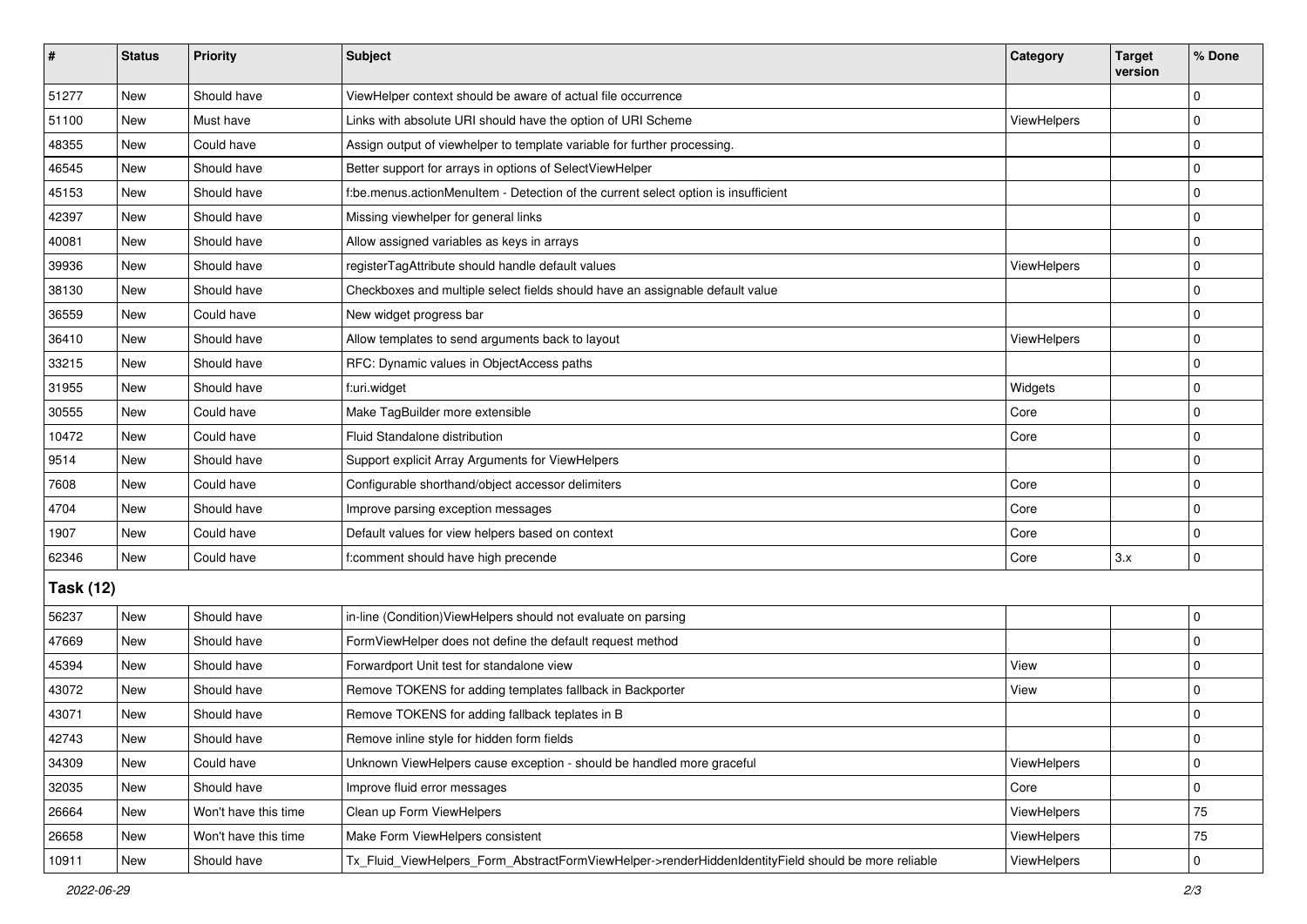| # | Status | Priority | Subject | Category | Target version | % Done |
|---|---|---|---|---|---|---|
| 51277 | New | Should have | ViewHelper context should be aware of actual file occurrence | | | 0 |
| 51100 | New | Must have | Links with absolute URI should have the option of URI Scheme | ViewHelpers | | 0 |
| 48355 | New | Could have | Assign output of viewhelper to template variable for further processing. | | | 0 |
| 46545 | New | Should have | Better support for arrays in options of SelectViewHelper | | | 0 |
| 45153 | New | Should have | f:be.menus.actionMenuItem - Detection of the current select option is insufficient | | | 0 |
| 42397 | New | Should have | Missing viewhelper for general links | | | 0 |
| 40081 | New | Should have | Allow assigned variables as keys in arrays | | | 0 |
| 39936 | New | Should have | registerTagAttribute should handle default values | ViewHelpers | | 0 |
| 38130 | New | Should have | Checkboxes and multiple select fields should have an assignable default value | | | 0 |
| 36559 | New | Could have | New widget progress bar | | | 0 |
| 36410 | New | Should have | Allow templates to send arguments back to layout | ViewHelpers | | 0 |
| 33215 | New | Should have | RFC: Dynamic values in ObjectAccess paths | | | 0 |
| 31955 | New | Should have | f:uri.widget | Widgets | | 0 |
| 30555 | New | Could have | Make TagBuilder more extensible | Core | | 0 |
| 10472 | New | Could have | Fluid Standalone distribution | Core | | 0 |
| 9514 | New | Should have | Support explicit Array Arguments for ViewHelpers | | | 0 |
| 7608 | New | Could have | Configurable shorthand/object accessor delimiters | Core | | 0 |
| 4704 | New | Should have | Improve parsing exception messages | Core | | 0 |
| 1907 | New | Could have | Default values for view helpers based on context | Core | | 0 |
| 62346 | New | Could have | f:comment should have high precende | Core | 3.x | 0 |
| **Task (12)** | | | | | | |
| 56237 | New | Should have | in-line (Condition)ViewHelpers should not evaluate on parsing | | | 0 |
| 47669 | New | Should have | FormViewHelper does not define the default request method | | | 0 |
| 45394 | New | Should have | Forwardport Unit test for standalone view | View | | 0 |
| 43072 | New | Should have | Remove TOKENS for adding templates fallback in Backporter | View | | 0 |
| 43071 | New | Should have | Remove TOKENS for adding fallback teplates in B | | | 0 |
| 42743 | New | Should have | Remove inline style for hidden form fields | | | 0 |
| 34309 | New | Could have | Unknown ViewHelpers cause exception - should be handled more graceful | ViewHelpers | | 0 |
| 32035 | New | Should have | Improve fluid error messages | Core | | 0 |
| 26664 | New | Won't have this time | Clean up Form ViewHelpers | ViewHelpers | | 75 |
| 26658 | New | Won't have this time | Make Form ViewHelpers consistent | ViewHelpers | | 75 |
| 10911 | New | Should have | Tx_Fluid_ViewHelpers_Form_AbstractFormViewHelper->renderHiddenIdentityField should be more reliable | ViewHelpers | | 0 |

2022-06-29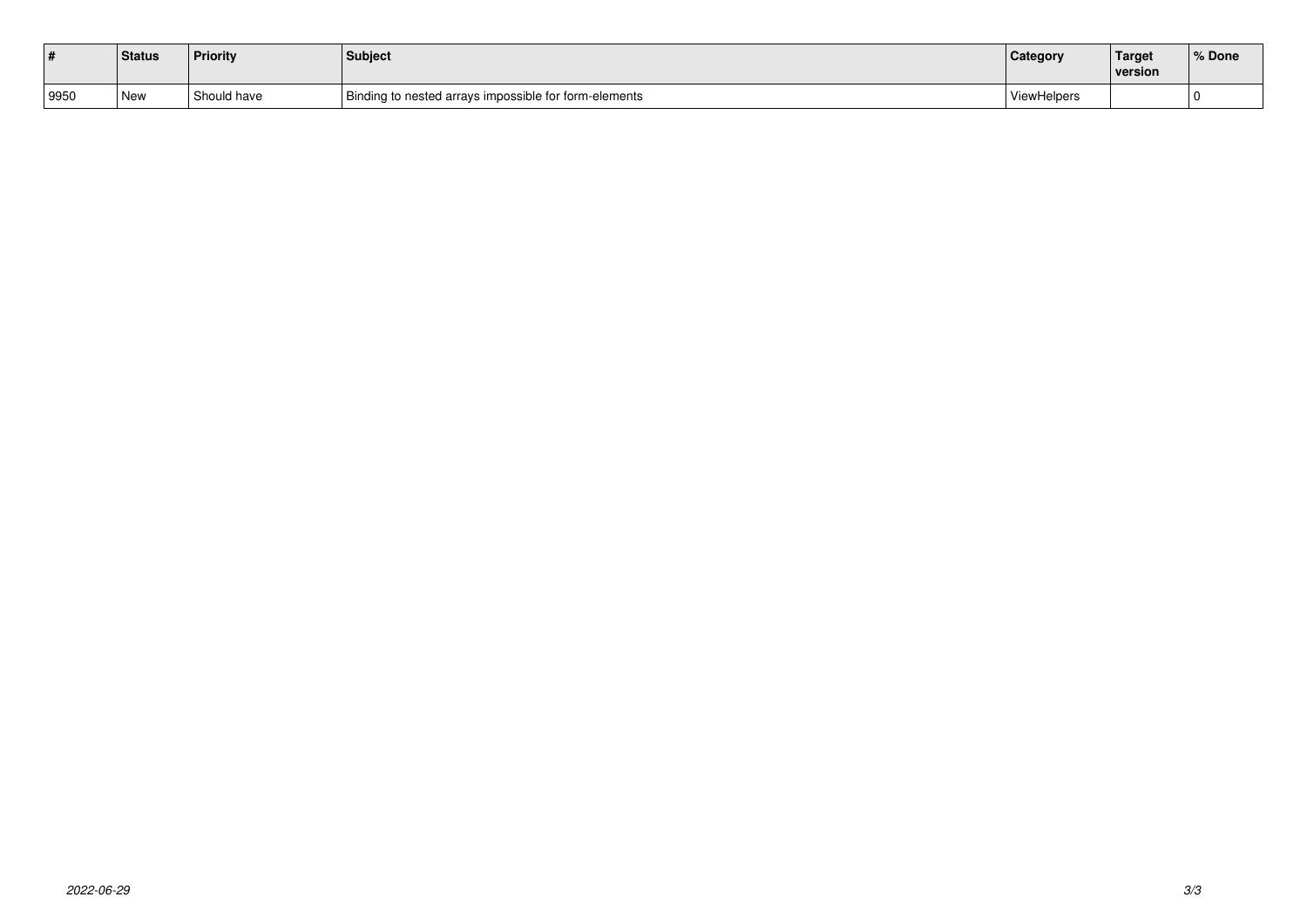| # | Status | Priority | Subject | Category | Target version | % Done |
|---|---|---|---|---|---|---|
| 9950 | New | Should have | Binding to nested arrays impossible for form-elements | ViewHelpers | | 0 |